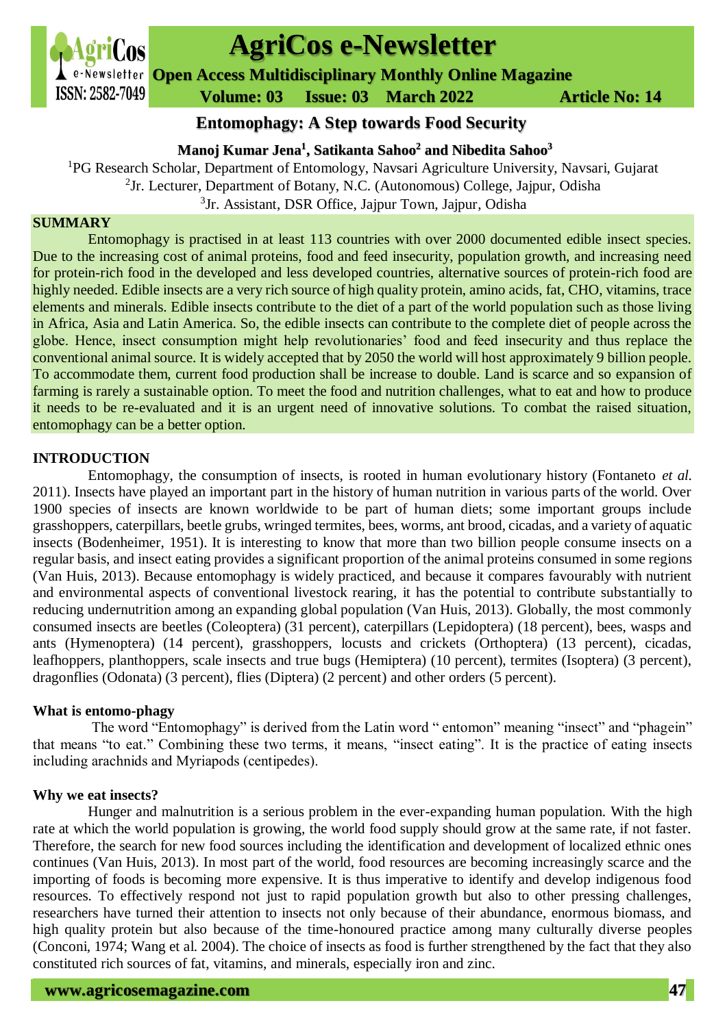# Entomophagy: A Step towards Food Security

**Manoj Kumar Jena[1], Satikanta Sahoo[2] and Nibedita Sahoo[3]**

[1]PG Research Scholar, Department of Entomology, Navsari Agriculture University, Navsari, Gujarat
[2]Jr. Lecturer, Department of Botany, N.C. (Autonomous) College, Jajpur, Odisha
[3]Jr. Assistant, DSR Office, Jajpur Town, Jajpur, Odisha

## SUMMARY

Entomophagy is practised in at least 113 countries with over 2000 documented edible insect species. Due to the increasing cost of animal proteins, food and feed insecurity, population growth, and increasing need for protein-rich food in the developed and less developed countries, alternative sources of protein-rich food are highly needed. Edible insects are a very rich source of high quality protein, amino acids, fat, CHO, vitamins, trace elements and minerals. Edible insects contribute to the diet of a part of the world population such as those living in Africa, Asia and Latin America. So, the edible insects can contribute to the complete diet of people across the globe. Hence, insect consumption might help revolutionaries' food and feed insecurity and thus replace the conventional animal source. It is widely accepted that by 2050 the world will host approximately 9 billion people. To accommodate them, current food production shall be increase to double. Land is scarce and so expansion of farming is rarely a sustainable option. To meet the food and nutrition challenges, what to eat and how to produce it needs to be re-evaluated and it is an urgent need of innovative solutions. To combat the raised situation, entomophagy can be a better option.

## INTRODUCTION

Entomophagy, the consumption of insects, is rooted in human evolutionary history (Fontaneto *et al.* 2011). Insects have played an important part in the history of human nutrition in various parts of the world. Over 1900 species of insects are known worldwide to be part of human diets; some important groups include grasshoppers, caterpillars, beetle grubs, wringed termites, bees, worms, ant brood, cicadas, and a variety of aquatic insects (Bodenheimer, 1951). It is interesting to know that more than two billion people consume insects on a regular basis, and insect eating provides a significant proportion of the animal proteins consumed in some regions (Van Huis, 2013). Because entomophagy is widely practiced, and because it compares favourably with nutrient and environmental aspects of conventional livestock rearing, it has the potential to contribute substantially to reducing undernutrition among an expanding global population (Van Huis, 2013). Globally, the most commonly consumed insects are beetles (Coleoptera) (31 percent), caterpillars (Lepidoptera) (18 percent), bees, wasps and ants (Hymenoptera) (14 percent), grasshoppers, locusts and crickets (Orthoptera) (13 percent), cicadas, leafhoppers, planthoppers, scale insects and true bugs (Hemiptera) (10 percent), termites (Isoptera) (3 percent), dragonflies (Odonata) (3 percent), flies (Diptera) (2 percent) and other orders (5 percent).

### What is entomo-phagy

The word "Entomophagy" is derived from the Latin word " entomon" meaning "insect" and "phagein" that means "to eat." Combining these two terms, it means, "insect eating". It is the practice of eating insects including arachnids and Myriapods (centipedes).

### Why we eat insects?

Hunger and malnutrition is a serious problem in the ever-expanding human population. With the high rate at which the world population is growing, the world food supply should grow at the same rate, if not faster. Therefore, the search for new food sources including the identification and development of localized ethnic ones continues (Van Huis, 2013). In most part of the world, food resources are becoming increasingly scarce and the importing of foods is becoming more expensive. It is thus imperative to identify and develop indigenous food resources. To effectively respond not just to rapid population growth but also to other pressing challenges, researchers have turned their attention to insects not only because of their abundance, enormous biomass, and high quality protein but also because of the time-honoured practice among many culturally diverse peoples (Conconi, 1974; Wang et al. 2004). The choice of insects as food is further strengthened by the fact that they also constituted rich sources of fat, vitamins, and minerals, especially iron and zinc.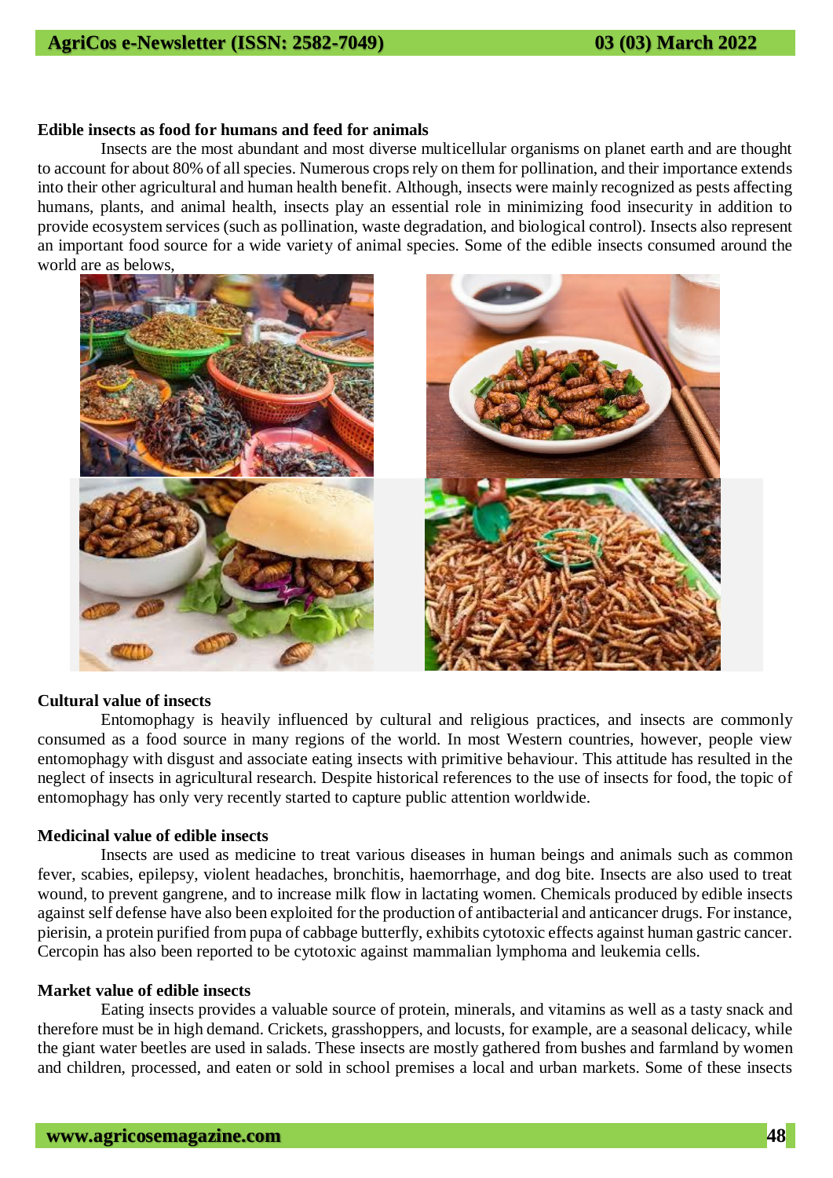**Edible insects as food for humans and feed for animals**

Insects are the most abundant and most diverse multicellular organisms on planet earth and are thought to account for about 80% of all species. Numerous crops rely on them for pollination, and their importance extends into their other agricultural and human health benefit. Although, insects were mainly recognized as pests affecting humans, plants, and animal health, insects play an essential role in minimizing food insecurity in addition to provide ecosystem services (such as pollination, waste degradation, and biological control). Insects also represent an important food source for a wide variety of animal species. Some of the edible insects consumed around the world are as belows,

**Cultural value of insects**

Entomophagy is heavily influenced by cultural and religious practices, and insects are commonly consumed as a food source in many regions of the world. In most Western countries, however, people view entomophagy with disgust and associate eating insects with primitive behaviour. This attitude has resulted in the neglect of insects in agricultural research. Despite historical references to the use of insects for food, the topic of entomophagy has only very recently started to capture public attention worldwide.

**Medicinal value of edible insects**

Insects are used as medicine to treat various diseases in human beings and animals such as common fever, scabies, epilepsy, violent headaches, bronchitis, haemorrhage, and dog bite. Insects are also used to treat wound, to prevent gangrene, and to increase milk flow in lactating women. Chemicals produced by edible insects against self defense have also been exploited for the production of antibacterial and anticancer drugs. For instance, pierisin, a protein purified from pupa of cabbage butterfly, exhibits cytotoxic effects against human gastric cancer. Cercopin has also been reported to be cytotoxic against mammalian lymphoma and leukemia cells.

**Market value of edible insects**

Eating insects provides a valuable source of protein, minerals, and vitamins as well as a tasty snack and therefore must be in high demand. Crickets, grasshoppers, and locusts, for example, are a seasonal delicacy, while the giant water beetles are used in salads. These insects are mostly gathered from bushes and farmland by women and children, processed, and eaten or sold in school premises a local and urban markets. Some of these insects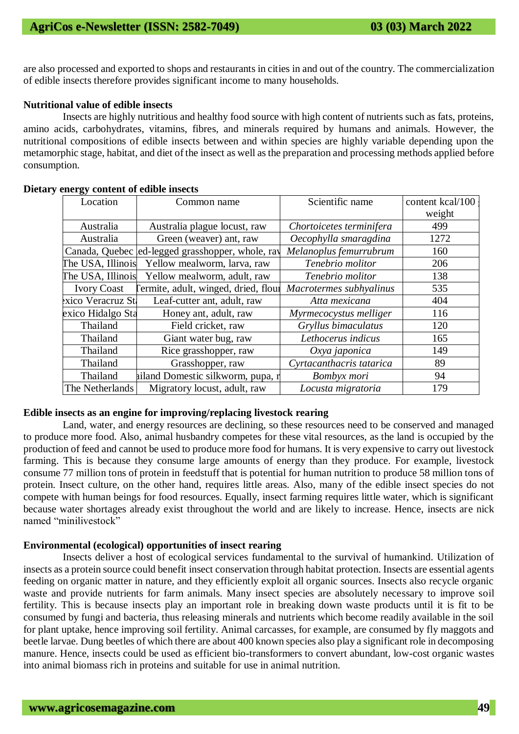are also processed and exported to shops and restaurants in cities in and out of the country. The commercialization of edible insects therefore provides significant income to many households.

**Nutritional value of edible insects**

Insects are highly nutritious and healthy food source with high content of nutrients such as fats, proteins, amino acids, carbohydrates, vitamins, fibres, and minerals required by humans and animals. However, the nutritional compositions of edible insects between and within species are highly variable depending upon the metamorphic stage, habitat, and diet of the insect as well as the preparation and processing methods applied before consumption.

**Dietary energy content of edible insects**

| Location | Common name | Scientific name | content kcal/100 weight |
|---|---|---|---|
| Australia | Australia plague locust, raw | *Chortoicetes terminifera* | 499 |
| Australia | Green (weaver) ant, raw | *Oecophylla smaragdina* | 1272 |
| Canada, Quebec | ed-legged grasshopper, whole, rav | *Melanoplus femurrubrum* | 160 |
| The USA, Illinois | Yellow mealworm, larva, raw | *Tenebrio molitor* | 206 |
| The USA, Illinois | Yellow mealworm, adult, raw | *Tenebrio molitor* | 138 |
| Ivory Coast | Termite, adult, winged, dried, flour | *Macrotermes subhyalinus* | 535 |
| xico Veracruz St | Leaf-cutter ant, adult, raw | *Atta mexicana* | 404 |
| exico Hidalgo Sta | Honey ant, adult, raw | *Myrmecocystus melliger* | 116 |
| Thailand | Field cricket, raw | *Gryllus bimaculatus* | 120 |
| Thailand | Giant water bug, raw | *Lethocerus indicus* | 165 |
| Thailand | Rice grasshopper, raw | *Oxya japonica* | 149 |
| Thailand | Grasshopper, raw | *Cyrtacanthacris tatarica* | 89 |
| Thailand | iiland Domestic silkworm, pupa, r | *Bombyx mori* | 94 |
| The Netherlands | Migratory locust, adult, raw | *Locusta migratoria* | 179 |

**Edible insects as an engine for improving/replacing livestock rearing**

Land, water, and energy resources are declining, so these resources need to be conserved and managed to produce more food. Also, animal husbandry competes for these vital resources, as the land is occupied by the production of feed and cannot be used to produce more food for humans. It is very expensive to carry out livestock farming. This is because they consume large amounts of energy than they produce. For example, livestock consume 77 million tons of protein in feedstuff that is potential for human nutrition to produce 58 million tons of protein. Insect culture, on the other hand, requires little areas. Also, many of the edible insect species do not compete with human beings for food resources. Equally, insect farming requires little water, which is significant because water shortages already exist throughout the world and are likely to increase. Hence, insects are nick named "minilivestock"

**Environmental (ecological) opportunities of insect rearing**

Insects deliver a host of ecological services fundamental to the survival of humankind. Utilization of insects as a protein source could benefit insect conservation through habitat protection. Insects are essential agents feeding on organic matter in nature, and they efficiently exploit all organic sources. Insects also recycle organic waste and provide nutrients for farm animals. Many insect species are absolutely necessary to improve soil fertility. This is because insects play an important role in breaking down waste products until it is fit to be consumed by fungi and bacteria, thus releasing minerals and nutrients which become readily available in the soil for plant uptake, hence improving soil fertility. Animal carcasses, for example, are consumed by fly maggots and beetle larvae. Dung beetles of which there are about 400 known species also play a significant role in decomposing manure. Hence, insects could be used as efficient bio-transformers to convert abundant, low-cost organic wastes into animal biomass rich in proteins and suitable for use in animal nutrition.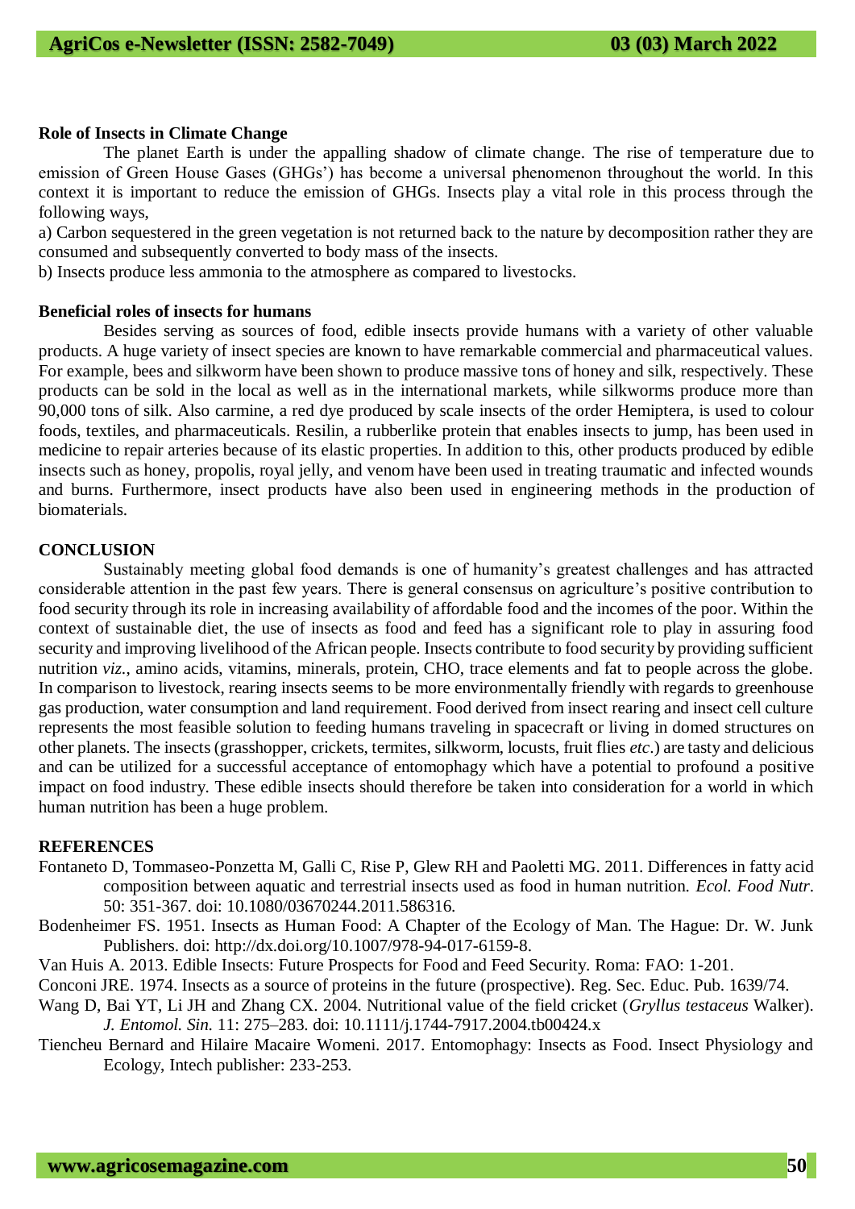## Role of Insects in Climate Change

The planet Earth is under the appalling shadow of climate change. The rise of temperature due to emission of Green House Gases (GHGs') has become a universal phenomenon throughout the world. In this context it is important to reduce the emission of GHGs. Insects play a vital role in this process through the following ways,

a) Carbon sequestered in the green vegetation is not returned back to the nature by decomposition rather they are consumed and subsequently converted to body mass of the insects.

b) Insects produce less ammonia to the atmosphere as compared to livestocks.

## Beneficial roles of insects for humans

Besides serving as sources of food, edible insects provide humans with a variety of other valuable products. A huge variety of insect species are known to have remarkable commercial and pharmaceutical values. For example, bees and silkworm have been shown to produce massive tons of honey and silk, respectively. These products can be sold in the local as well as in the international markets, while silkworms produce more than 90,000 tons of silk. Also carmine, a red dye produced by scale insects of the order Hemiptera, is used to colour foods, textiles, and pharmaceuticals. Resilin, a rubberlike protein that enables insects to jump, has been used in medicine to repair arteries because of its elastic properties. In addition to this, other products produced by edible insects such as honey, propolis, royal jelly, and venom have been used in treating traumatic and infected wounds and burns. Furthermore, insect products have also been used in engineering methods in the production of biomaterials.

## CONCLUSION

Sustainably meeting global food demands is one of humanity's greatest challenges and has attracted considerable attention in the past few years. There is general consensus on agriculture's positive contribution to food security through its role in increasing availability of affordable food and the incomes of the poor. Within the context of sustainable diet, the use of insects as food and feed has a significant role to play in assuring food security and improving livelihood of the African people. Insects contribute to food security by providing sufficient nutrition *viz.*, amino acids, vitamins, minerals, protein, CHO, trace elements and fat to people across the globe. In comparison to livestock, rearing insects seems to be more environmentally friendly with regards to greenhouse gas production, water consumption and land requirement. Food derived from insect rearing and insect cell culture represents the most feasible solution to feeding humans traveling in spacecraft or living in domed structures on other planets. The insects (grasshopper, crickets, termites, silkworm, locusts, fruit flies *etc*.) are tasty and delicious and can be utilized for a successful acceptance of entomophagy which have a potential to profound a positive impact on food industry. These edible insects should therefore be taken into consideration for a world in which human nutrition has been a huge problem.

## REFERENCES

Fontaneto D, Tommaseo-Ponzetta M, Galli C, Rise P, Glew RH and Paoletti MG. 2011. Differences in fatty acid composition between aquatic and terrestrial insects used as food in human nutrition. *Ecol. Food Nutr*. 50: 351-367. doi: 10.1080/03670244.2011.586316.

Bodenheimer FS. 1951. Insects as Human Food: A Chapter of the Ecology of Man. The Hague: Dr. W. Junk Publishers. doi: http://dx.doi.org/10.1007/978-94-017-6159-8.

Van Huis A. 2013. Edible Insects: Future Prospects for Food and Feed Security. Roma: FAO: 1-201.

Conconi JRE. 1974. Insects as a source of proteins in the future (prospective). Reg. Sec. Educ. Pub. 1639/74.

Wang D, Bai YT, Li JH and Zhang CX. 2004. Nutritional value of the field cricket (*Gryllus testaceus* Walker). *J. Entomol. Sin.* 11: 275–283. doi: 10.1111/j.1744-7917.2004.tb00424.x

Tiencheu Bernard and Hilaire Macaire Womeni. 2017. Entomophagy: Insects as Food. Insect Physiology and Ecology, Intech publisher: 233-253.